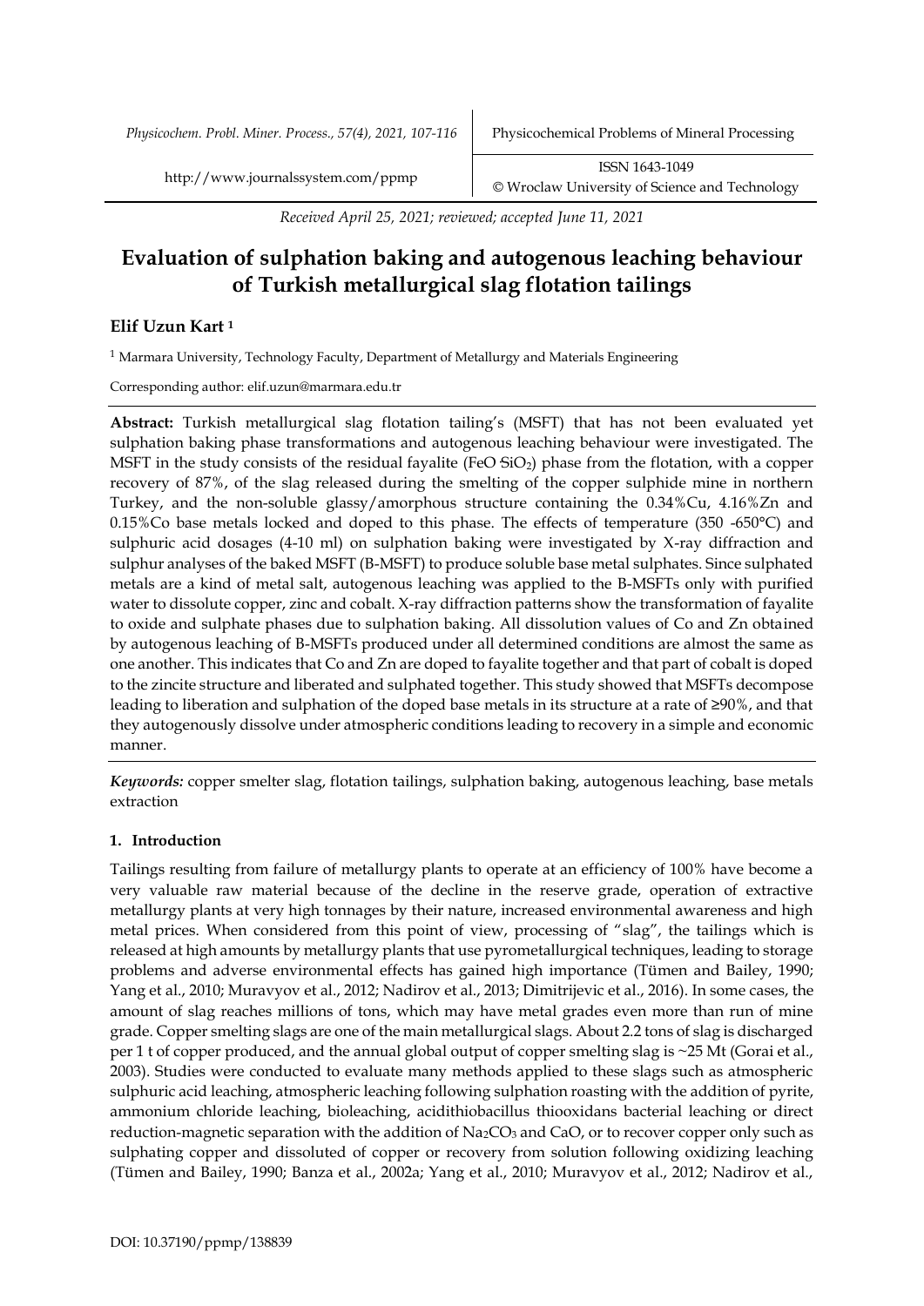Received April 25, 2021; reviewed; accepted June 11, 2021

# Evaluation of sulphation baking and autogenous leaching behaviour of Turkish metallurgical slag flotation tailings

**Elif Uzun Kart [1]**

[1] Marmara University, Technology Faculty, Department of Metallurgy and Materials Engineering

Corresponding author: elif.uzun@marmara.edu.tr

**Abstract:** Turkish metallurgical slag flotation tailing's (MSFT) that has not been evaluated yet sulphation baking phase transformations and autogenous leaching behaviour were investigated. The MSFT in the study consists of the residual fayalite ($FeO \cdot SiO_2$) phase from the flotation, with a copper recovery of 87%, of the slag released during the smelting of the copper sulphide mine in northern Turkey, and the non-soluble glassy/amorphous structure containing the 0.34%Cu, 4.16%Zn and 0.15%Co base metals locked and doped to this phase. The effects of temperature (350 -650°C) and sulphuric acid dosages (4-10 ml) on sulphation baking were investigated by X-ray diffraction and sulphur analyses of the baked MSFT (B-MSFT) to produce soluble base metal sulphates. Since sulphated metals are a kind of metal salt, autogenous leaching was applied to the B-MSFTs only with purified water to dissolute copper, zinc and cobalt. X-ray diffraction patterns show the transformation of fayalite to oxide and sulphate phases due to sulphation baking. All dissolution values of Co and Zn obtained by autogenous leaching of B-MSFTs produced under all determined conditions are almost the same as one another. This indicates that Co and Zn are doped to fayalite together and that part of cobalt is doped to the zincite structure and liberated and sulphated together. This study showed that MSFTs decompose leading to liberation and sulphation of the doped base metals in its structure at a rate of ≥90%, and that they autogenously dissolve under atmospheric conditions leading to recovery in a simple and economic manner.

*Keywords:* copper smelter slag, flotation tailings, sulphation baking, autogenous leaching, base metals extraction

## 1. Introduction

Tailings resulting from failure of metallurgy plants to operate at an efficiency of 100% have become a very valuable raw material because of the decline in the reserve grade, operation of extractive metallurgy plants at very high tonnages by their nature, increased environmental awareness and high metal prices. When considered from this point of view, processing of "slag", the tailings which is released at high amounts by metallurgy plants that use pyrometallurgical techniques, leading to storage problems and adverse environmental effects has gained high importance (Tümen and Bailey, 1990; Yang et al., 2010; Muravyov et al., 2012; Nadirov et al., 2013; Dimitrijevic et al., 2016). In some cases, the amount of slag reaches millions of tons, which may have metal grades even more than run of mine grade. Copper smelting slags are one of the main metallurgical slags. About 2.2 tons of slag is discharged per 1 t of copper produced, and the annual global output of copper smelting slag is ~25 Mt (Gorai et al., 2003). Studies were conducted to evaluate many methods applied to these slags such as atmospheric sulphuric acid leaching, atmospheric leaching following sulphation roasting with the addition of pyrite, ammonium chloride leaching, bioleaching, acidithiobacillus thiooxidans bacterial leaching or direct reduction-magnetic separation with the addition of $Na_2CO_3$ and CaO, or to recover copper only such as sulphating copper and dissoluted of copper or recovery from solution following oxidizing leaching (Tümen and Bailey, 1990; Banza et al., 2002a; Yang et al., 2010; Muravyov et al., 2012; Nadirov et al.,

DOI: 10.37190/ppmp/138839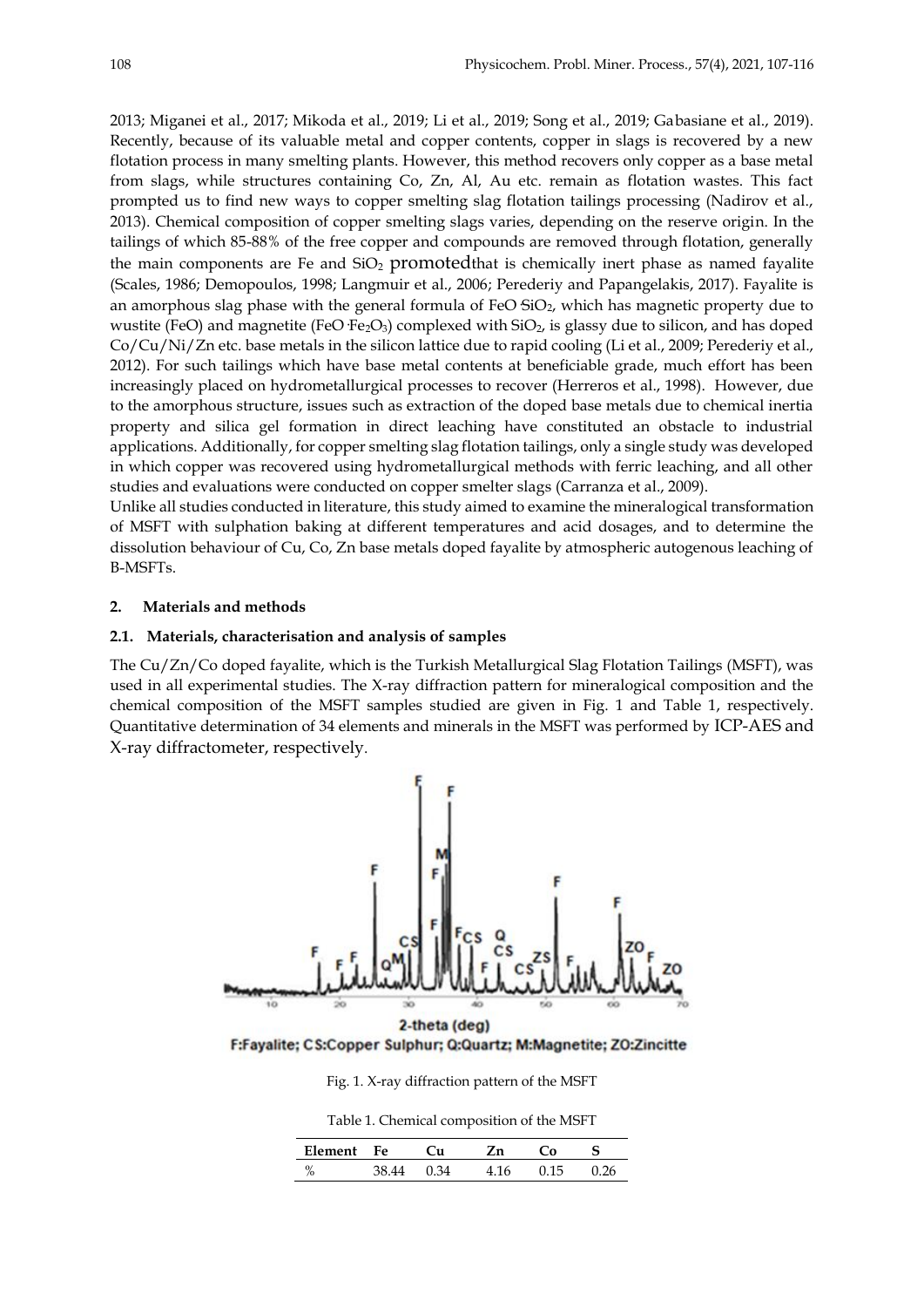2013; Miganei et al., 2017; Mikoda et al., 2019; Li et al., 2019; Song et al., 2019; Gabasiane et al., 2019). Recently, because of its valuable metal and copper contents, copper in slags is recovered by a new flotation process in many smelting plants. However, this method recovers only copper as a base metal from slags, while structures containing Co, Zn, Al, Au etc. remain as flotation wastes. This fact prompted us to find new ways to copper smelting slag flotation tailings processing (Nadirov et al., 2013). Chemical composition of copper smelting slags varies, depending on the reserve origin. In the tailings of which 85-88% of the free copper and compounds are removed through flotation, generally the main components are Fe and $SiO_2$ promotedthat is chemically inert phase as named fayalite (Scales, 1986; Demopoulos, 1998; Langmuir et al., 2006; Perederiy and Papangelakis, 2017). Fayalite is an amorphous slag phase with the general formula of $FeO \cdot SiO_2$, which has magnetic property due to wustite (FeO) and magnetite ($FeO \cdot Fe_2O_3$) complexed with $SiO_2$, is glassy due to silicon, and has doped Co/Cu/Ni/Zn etc. base metals in the silicon lattice due to rapid cooling (Li et al., 2009; Perederiy et al., 2012). For such tailings which have base metal contents at beneficiable grade, much effort has been increasingly placed on hydrometallurgical processes to recover (Herreros et al., 1998). However, due to the amorphous structure, issues such as extraction of the doped base metals due to chemical inertia property and silica gel formation in direct leaching have constituted an obstacle to industrial applications. Additionally, for copper smelting slag flotation tailings, only a single study was developed in which copper was recovered using hydrometallurgical methods with ferric leaching, and all other studies and evaluations were conducted on copper smelter slags (Carranza et al., 2009).

Unlike all studies conducted in literature, this study aimed to examine the mineralogical transformation of MSFT with sulphation baking at different temperatures and acid dosages, and to determine the dissolution behaviour of Cu, Co, Zn base metals doped fayalite by atmospheric autogenous leaching of B-MSFTs.

## 2. Materials and methods

### 2.1. Materials, characterisation and analysis of samples

The Cu/Zn/Co doped fayalite, which is the Turkish Metallurgical Slag Flotation Tailings (MSFT), was used in all experimental studies. The X-ray diffraction pattern for mineralogical composition and the chemical composition of the MSFT samples studied are given in Fig. 1 and Table 1, respectively. Quantitative determination of 34 elements and minerals in the MSFT was performed by ICP-AES and X-ray diffractometer, respectively.

F:Fayalite; CS:Copper Sulphur; Q:Quartz; M:Magnetite; ZO:Zincitte

Fig. 1. X-ray diffraction pattern of the MSFT

Table 1. Chemical composition of the MSFT

| Element | Fe | Cu | Zn | Co | S |
|---|---|---|---|---|---|
| % | 38.44 | 0.34 | 4.16 | 0.15 | 0.26 |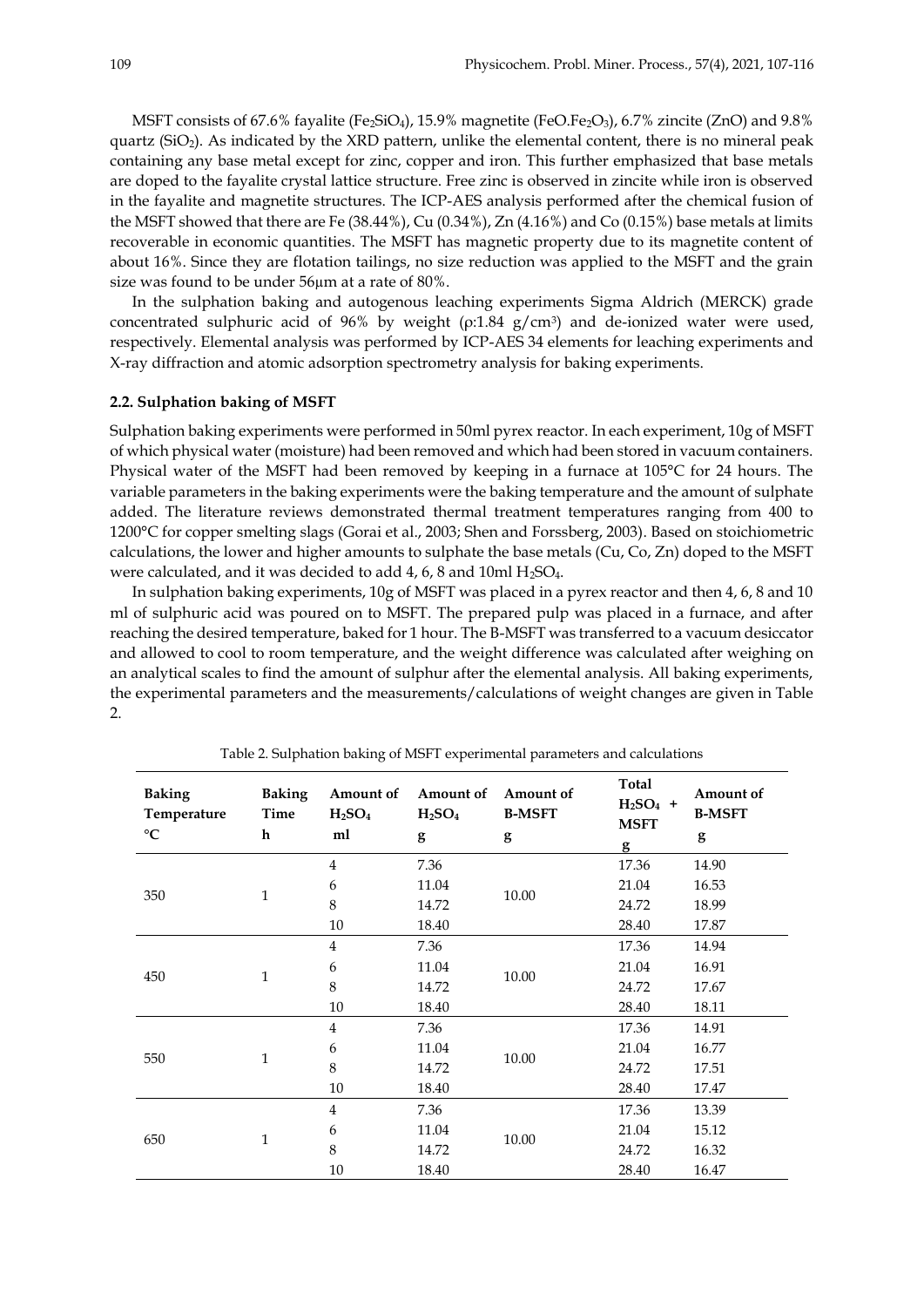MSFT consists of 67.6% fayalite ($Fe_2SiO_4$), 15.9% magnetite ($FeO.Fe_2O_3$), 6.7% zincite ($ZnO$) and 9.8% quartz ($SiO_2$). As indicated by the XRD pattern, unlike the elemental content, there is no mineral peak containing any base metal except for zinc, copper and iron. This further emphasized that base metals are doped to the fayalite crystal lattice structure. Free zinc is observed in zincite while iron is observed in the fayalite and magnetite structures. The ICP-AES analysis performed after the chemical fusion of the MSFT showed that there are Fe (38.44%), Cu (0.34%), Zn (4.16%) and Co (0.15%) base metals at limits recoverable in economic quantities. The MSFT has magnetic property due to its magnetite content of about 16%. Since they are flotation tailings, no size reduction was applied to the MSFT and the grain size was found to be under 56µm at a rate of 80%.

In the sulphation baking and autogenous leaching experiments Sigma Aldrich (MERCK) grade concentrated sulphuric acid of 96% by weight (ρ:1.84 $g/cm^3$) and de-ionized water were used, respectively. Elemental analysis was performed by ICP-AES 34 elements for leaching experiments and X-ray diffraction and atomic adsorption spectrometry analysis for baking experiments.

### 2.2. Sulphation baking of MSFT

Sulphation baking experiments were performed in 50ml pyrex reactor. In each experiment, 10g of MSFT of which physical water (moisture) had been removed and which had been stored in vacuum containers. Physical water of the MSFT had been removed by keeping in a furnace at 105°C for 24 hours. The variable parameters in the baking experiments were the baking temperature and the amount of sulphate added. The literature reviews demonstrated thermal treatment temperatures ranging from 400 to 1200°C for copper smelting slags (Gorai et al., 2003; Shen and Forssberg, 2003). Based on stoichiometric calculations, the lower and higher amounts to sulphate the base metals (Cu, Co, Zn) doped to the MSFT were calculated, and it was decided to add 4, 6, 8 and 10ml $H_2SO_4$.

In sulphation baking experiments, 10g of MSFT was placed in a pyrex reactor and then 4, 6, 8 and 10 ml of sulphuric acid was poured on to MSFT. The prepared pulp was placed in a furnace, and after reaching the desired temperature, baked for 1 hour. The B-MSFT was transferred to a vacuum desiccator and allowed to cool to room temperature, and the weight difference was calculated after weighing on an analytical scales to find the amount of sulphur after the elemental analysis. All baking experiments, the experimental parameters and the measurements/calculations of weight changes are given in Table 2.

Table 2. Sulphation baking of MSFT experimental parameters and calculations

| Baking Temperature °C | Baking Time h | Amount of $H_2SO_4$ ml | Amount of $H_2SO_4$ g | Amount of B-MSFT g | Total $H_2SO_4$ + MSFT g | Amount of B-MSFT g |
|---|---|---|---|---|---|---|
| 350 | 1 | 4 | 7.36 | 10.00 | 17.36 | 14.90 |
| | | 6 | 11.04 | | 21.04 | 16.53 |
| | | 8 | 14.72 | | 24.72 | 18.99 |
| | | 10 | 18.40 | | 28.40 | 17.87 |
| 450 | 1 | 4 | 7.36 | 10.00 | 17.36 | 14.94 |
| | | 6 | 11.04 | | 21.04 | 16.91 |
| | | 8 | 14.72 | | 24.72 | 17.67 |
| | | 10 | 18.40 | | 28.40 | 18.11 |
| 550 | 1 | 4 | 7.36 | 10.00 | 17.36 | 14.91 |
| | | 6 | 11.04 | | 21.04 | 16.77 |
| | | 8 | 14.72 | | 24.72 | 17.51 |
| | | 10 | 18.40 | | 28.40 | 17.47 |
| 650 | 1 | 4 | 7.36 | 10.00 | 17.36 | 13.39 |
| | | 6 | 11.04 | | 21.04 | 15.12 |
| | | 8 | 14.72 | | 24.72 | 16.32 |
| | | 10 | 18.40 | | 28.40 | 16.47 |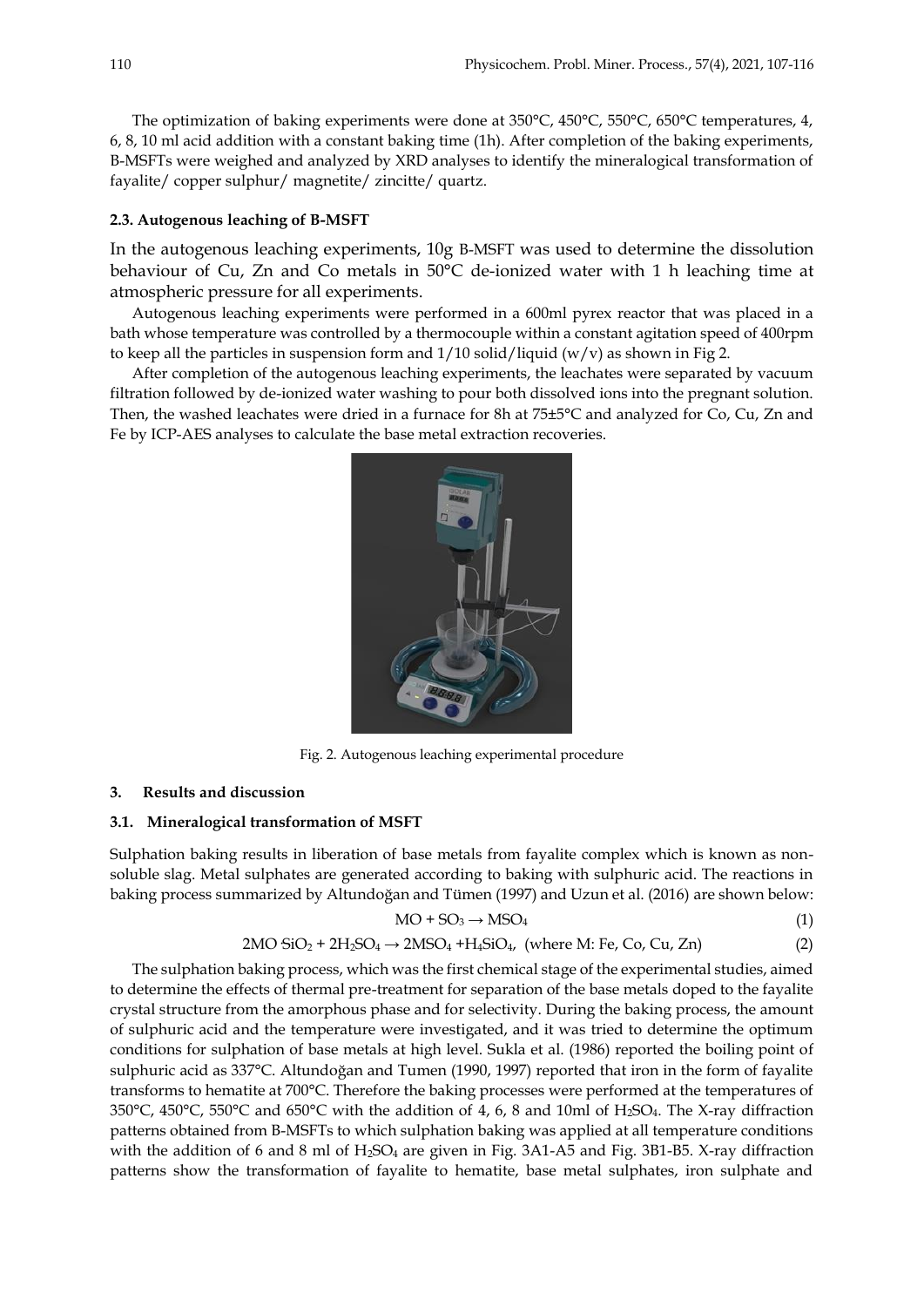The optimization of baking experiments were done at 350°C, 450°C, 550°C, 650°C temperatures, 4, 6, 8, 10 ml acid addition with a constant baking time (1h). After completion of the baking experiments, B-MSFTs were weighed and analyzed by XRD analyses to identify the mineralogical transformation of fayalite/ copper sulphur/ magnetite/ zincitte/ quartz.

### 2.3. Autogenous leaching of B-MSFT

In the autogenous leaching experiments, 10g B-MSFT was used to determine the dissolution behaviour of Cu, Zn and Co metals in 50°C de-ionized water with 1 h leaching time at atmospheric pressure for all experiments.

Autogenous leaching experiments were performed in a 600ml pyrex reactor that was placed in a bath whose temperature was controlled by a thermocouple within a constant agitation speed of 400rpm to keep all the particles in suspension form and 1/10 solid/liquid (w/v) as shown in Fig 2.

After completion of the autogenous leaching experiments, the leachates were separated by vacuum filtration followed by de-ionized water washing to pour both dissolved ions into the pregnant solution. Then, the washed leachates were dried in a furnace for 8h at 75±5°C and analyzed for Co, Cu, Zn and Fe by ICP-AES analyses to calculate the base metal extraction recoveries.

Fig. 2. Autogenous leaching experimental procedure

## 3. Results and discussion

### 3.1. Mineralogical transformation of MSFT

Sulphation baking results in liberation of base metals from fayalite complex which is known as non-soluble slag. Metal sulphates are generated according to baking with sulphuric acid. The reactions in baking process summarized by Altundoğan and Tümen (1997) and Uzun et al. (2016) are shown below:

$$MO + SO_3 \rightarrow MSO_4 \tag{1}$$

$$2MO\,SiO_2 + 2H_2SO_4 \rightarrow 2MSO_4 + H_4SiO_4, \text{ (where M: Fe, Co, Cu, Zn)} \tag{2}$$

The sulphation baking process, which was the first chemical stage of the experimental studies, aimed to determine the effects of thermal pre-treatment for separation of the base metals doped to the fayalite crystal structure from the amorphous phase and for selectivity. During the baking process, the amount of sulphuric acid and the temperature were investigated, and it was tried to determine the optimum conditions for sulphation of base metals at high level. Sukla et al. (1986) reported the boiling point of sulphuric acid as 337°C. Altundoğan and Tumen (1990, 1997) reported that iron in the form of fayalite transforms to hematite at 700°C. Therefore the baking processes were performed at the temperatures of 350°C, 450°C, 550°C and 650°C with the addition of 4, 6, 8 and 10ml of $H_2SO_4$. The X-ray diffraction patterns obtained from B-MSFTs to which sulphation baking was applied at all temperature conditions with the addition of 6 and 8 ml of $H_2SO_4$ are given in Fig. 3A1-A5 and Fig. 3B1-B5. X-ray diffraction patterns show the transformation of fayalite to hematite, base metal sulphates, iron sulphate and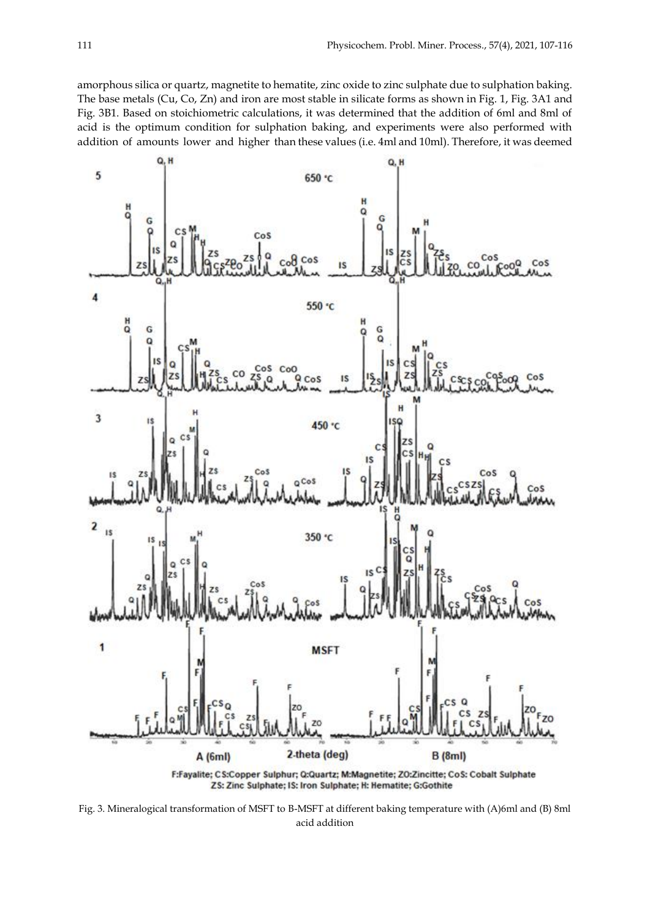amorphous silica or quartz, magnetite to hematite, zinc oxide to zinc sulphate due to sulphation baking. The base metals (Cu, Co, Zn) and iron are most stable in silicate forms as shown in Fig. 1, Fig. 3A1 and Fig. 3B1. Based on stoichiometric calculations, it was determined that the addition of 6ml and 8ml of acid is the optimum condition for sulphation baking, and experiments were also performed with addition of amounts lower and higher than these values (i.e. 4ml and 10ml). Therefore, it was deemed

F:Fayalite; CS:Copper Sulphur; Q:Quartz; M:Magnetite; ZO:Zincitte; CoS: Cobalt Sulphate
ZS: Zinc Sulphate; IS: Iron Sulphate; H: Hematite; G:Gothite

Fig. 3. Mineralogical transformation of MSFT to B-MSFT at different baking temperature with (A)6ml and (B) 8ml acid addition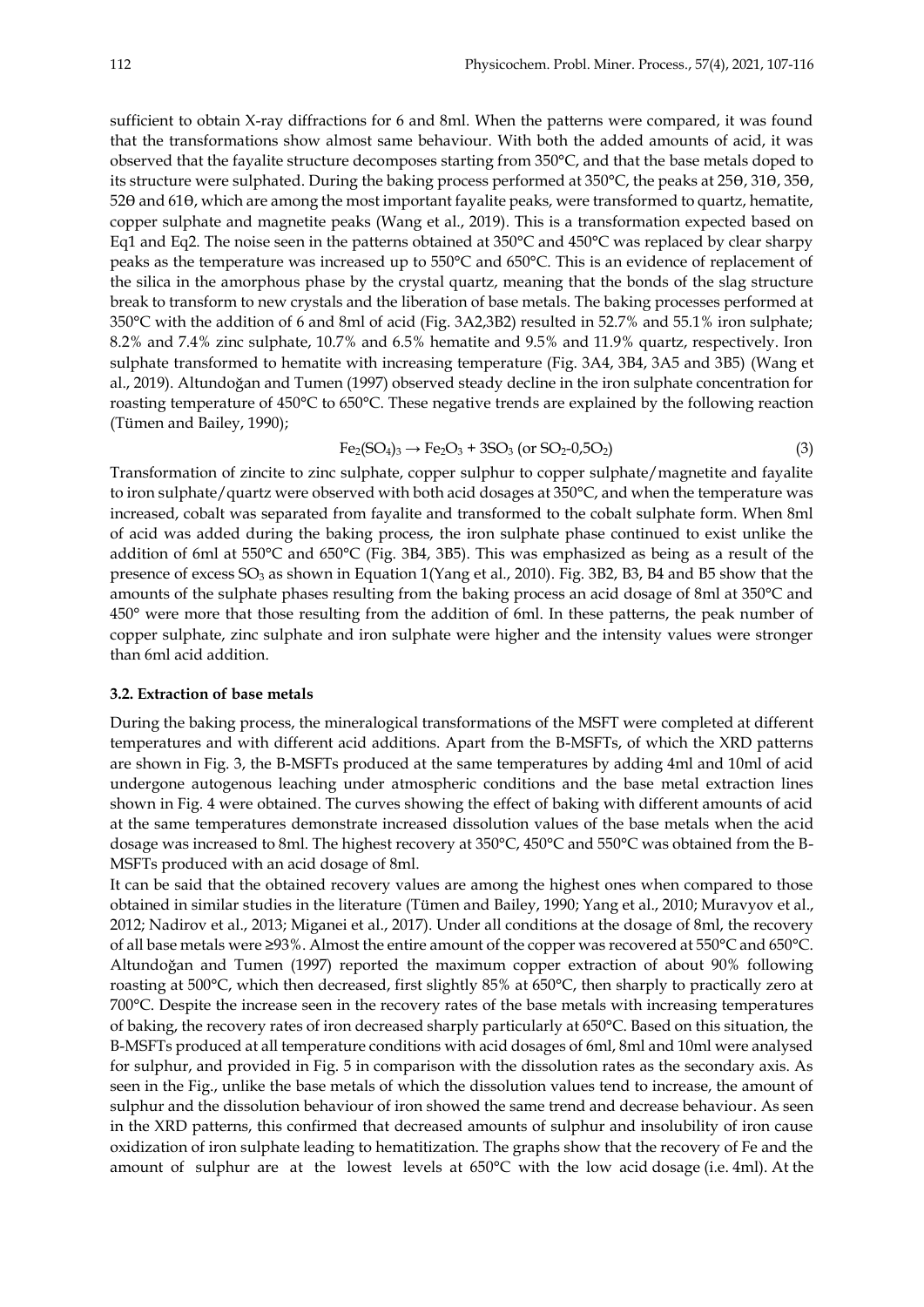sufficient to obtain X-ray diffractions for 6 and 8ml. When the patterns were compared, it was found that the transformations show almost same behaviour. With both the added amounts of acid, it was observed that the fayalite structure decomposes starting from 350°C, and that the base metals doped to its structure were sulphated. During the baking process performed at 350°C, the peaks at 25θ, 31θ, 35θ, 52θ and 61θ, which are among the most important fayalite peaks, were transformed to quartz, hematite, copper sulphate and magnetite peaks (Wang et al., 2019). This is a transformation expected based on Eq1 and Eq2. The noise seen in the patterns obtained at 350°C and 450°C was replaced by clear sharpy peaks as the temperature was increased up to 550°C and 650°C. This is an evidence of replacement of the silica in the amorphous phase by the crystal quartz, meaning that the bonds of the slag structure break to transform to new crystals and the liberation of base metals. The baking processes performed at 350°C with the addition of 6 and 8ml of acid (Fig. 3A2,3B2) resulted in 52.7% and 55.1% iron sulphate; 8.2% and 7.4% zinc sulphate, 10.7% and 6.5% hematite and 9.5% and 11.9% quartz, respectively. Iron sulphate transformed to hematite with increasing temperature (Fig. 3A4, 3B4, 3A5 and 3B5) (Wang et al., 2019). Altundoğan and Tumen (1997) observed steady decline in the iron sulphate concentration for roasting temperature of 450°C to 650°C. These negative trends are explained by the following reaction (Tümen and Bailey, 1990);

$$Fe_2(SO_4)_3 \rightarrow Fe_2O_3 + 3SO_3 \text{ (or } SO_2\text{-}0{,}5O_2\text{)} \tag{3}$$

Transformation of zincite to zinc sulphate, copper sulphur to copper sulphate/magnetite and fayalite to iron sulphate/quartz were observed with both acid dosages at 350°C, and when the temperature was increased, cobalt was separated from fayalite and transformed to the cobalt sulphate form. When 8ml of acid was added during the baking process, the iron sulphate phase continued to exist unlike the addition of 6ml at 550°C and 650°C (Fig. 3B4, 3B5). This was emphasized as being as a result of the presence of excess $SO_3$ as shown in Equation 1(Yang et al., 2010). Fig. 3B2, B3, B4 and B5 show that the amounts of the sulphate phases resulting from the baking process an acid dosage of 8ml at 350°C and 450° were more that those resulting from the addition of 6ml. In these patterns, the peak number of copper sulphate, zinc sulphate and iron sulphate were higher and the intensity values were stronger than 6ml acid addition.

### 3.2. Extraction of base metals

During the baking process, the mineralogical transformations of the MSFT were completed at different temperatures and with different acid additions. Apart from the B-MSFTs, of which the XRD patterns are shown in Fig. 3, the B-MSFTs produced at the same temperatures by adding 4ml and 10ml of acid undergone autogenous leaching under atmospheric conditions and the base metal extraction lines shown in Fig. 4 were obtained. The curves showing the effect of baking with different amounts of acid at the same temperatures demonstrate increased dissolution values of the base metals when the acid dosage was increased to 8ml. The highest recovery at 350°C, 450°C and 550°C was obtained from the B-MSFTs produced with an acid dosage of 8ml.

It can be said that the obtained recovery values are among the highest ones when compared to those obtained in similar studies in the literature (Tümen and Bailey, 1990; Yang et al., 2010; Muravyov et al., 2012; Nadirov et al., 2013; Miganei et al., 2017). Under all conditions at the dosage of 8ml, the recovery of all base metals were ≥93%. Almost the entire amount of the copper was recovered at 550°C and 650°C. Altundoğan and Tumen (1997) reported the maximum copper extraction of about 90% following roasting at 500°C, which then decreased, first slightly 85% at 650°C, then sharply to practically zero at 700°C. Despite the increase seen in the recovery rates of the base metals with increasing temperatures of baking, the recovery rates of iron decreased sharply particularly at 650°C. Based on this situation, the B-MSFTs produced at all temperature conditions with acid dosages of 6ml, 8ml and 10ml were analysed for sulphur, and provided in Fig. 5 in comparison with the dissolution rates as the secondary axis. As seen in the Fig., unlike the base metals of which the dissolution values tend to increase, the amount of sulphur and the dissolution behaviour of iron showed the same trend and decrease behaviour. As seen in the XRD patterns, this confirmed that decreased amounts of sulphur and insolubility of iron cause oxidization of iron sulphate leading to hematitization. The graphs show that the recovery of Fe and the amount of sulphur are at the lowest levels at 650°C with the low acid dosage (i.e. 4ml). At the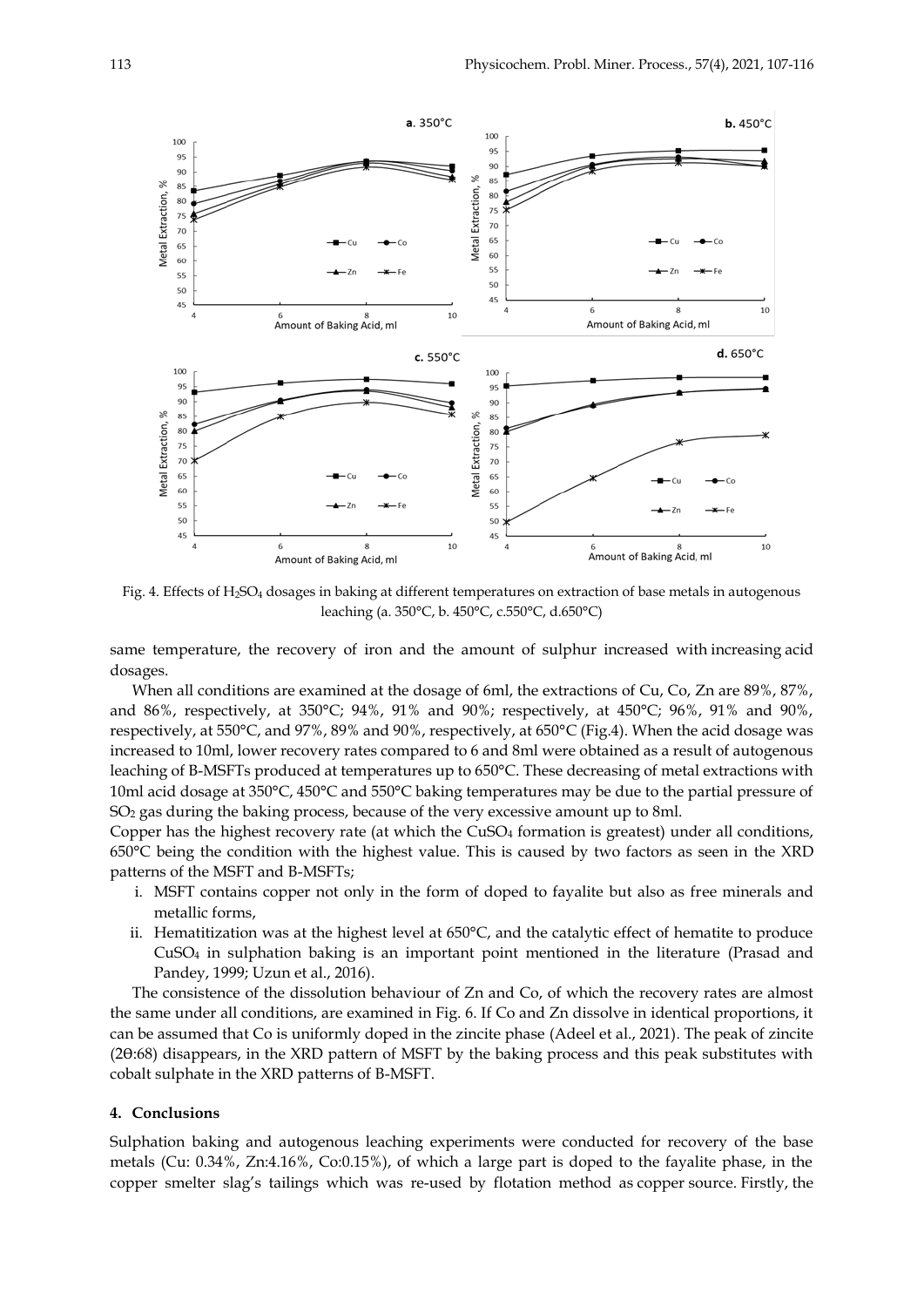Fig. 4. Effects of $H_2SO_4$ dosages in baking at different temperatures on extraction of base metals in autogenous leaching (a. 350°C, b. 450°C, c.550°C, d.650°C)

same temperature, the recovery of iron and the amount of sulphur increased with increasing acid dosages.

When all conditions are examined at the dosage of 6ml, the extractions of Cu, Co, Zn are 89%, 87%, and 86%, respectively, at 350°C; 94%, 91% and 90%; respectively, at 450°C; 96%, 91% and 90%, respectively, at 550°C, and 97%, 89% and 90%, respectively, at 650°C (Fig.4). When the acid dosage was increased to 10ml, lower recovery rates compared to 6 and 8ml were obtained as a result of autogenous leaching of B-MSFTs produced at temperatures up to 650°C. These decreasing of metal extractions with 10ml acid dosage at 350°C, 450°C and 550°C baking temperatures may be due to the partial pressure of $SO_2$ gas during the baking process, because of the very excessive amount up to 8ml.

Copper has the highest recovery rate (at which the $CuSO_4$ formation is greatest) under all conditions, 650°C being the condition with the highest value. This is caused by two factors as seen in the XRD patterns of the MSFT and B-MSFTs;

i. MSFT contains copper not only in the form of doped to fayalite but also as free minerals and metallic forms,
ii. Hematitization was at the highest level at 650°C, and the catalytic effect of hematite to produce $CuSO_4$ in sulphation baking is an important point mentioned in the literature (Prasad and Pandey, 1999; Uzun et al., 2016).

The consistence of the dissolution behaviour of Zn and Co, of which the recovery rates are almost the same under all conditions, are examined in Fig. 6. If Co and Zn dissolve in identical proportions, it can be assumed that Co is uniformly doped in the zincite phase (Adeel et al., 2021). The peak of zincite (2Θ:68) disappears, in the XRD pattern of MSFT by the baking process and this peak substitutes with cobalt sulphate in the XRD patterns of B-MSFT.

## 4. Conclusions

Sulphation baking and autogenous leaching experiments were conducted for recovery of the base metals (Cu: 0.34%, Zn:4.16%, Co:0.15%), of which a large part is doped to the fayalite phase, in the copper smelter slag's tailings which was re-used by flotation method as copper source. Firstly, the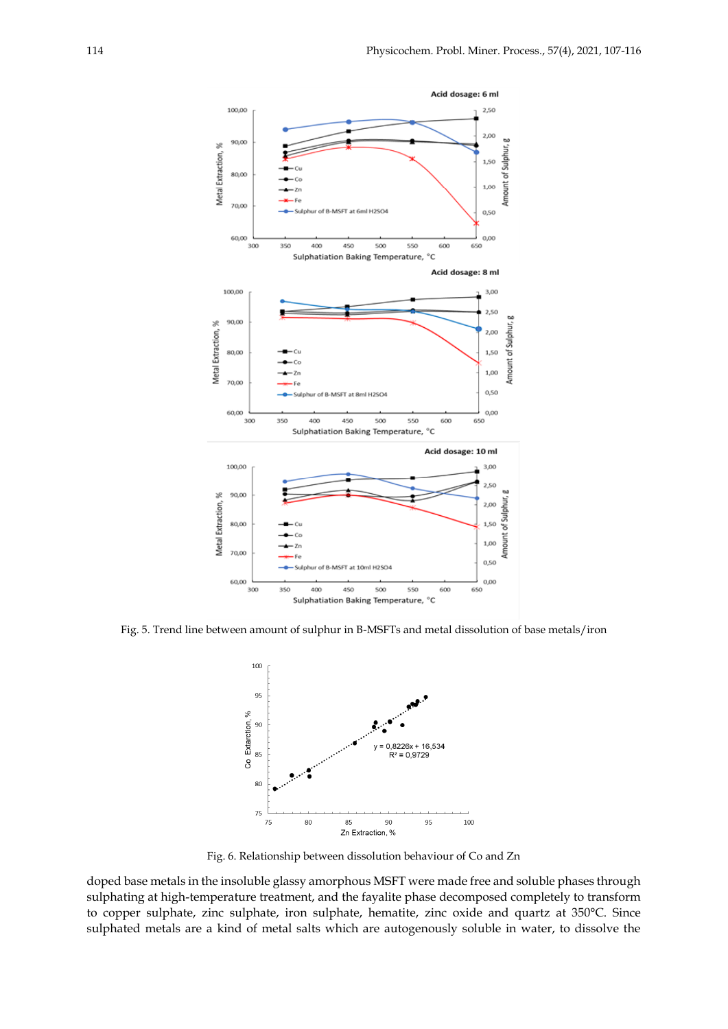Fig. 5. Trend line between amount of sulphur in B-MSFTs and metal dissolution of base metals/iron

Fig. 6. Relationship between dissolution behaviour of Co and Zn

doped base metals in the insoluble glassy amorphous MSFT were made free and soluble phases through sulphating at high-temperature treatment, and the fayalite phase decomposed completely to transform to copper sulphate, zinc sulphate, iron sulphate, hematite, zinc oxide and quartz at 350°C. Since sulphated metals are a kind of metal salts which are autogenously soluble in water, to dissolve the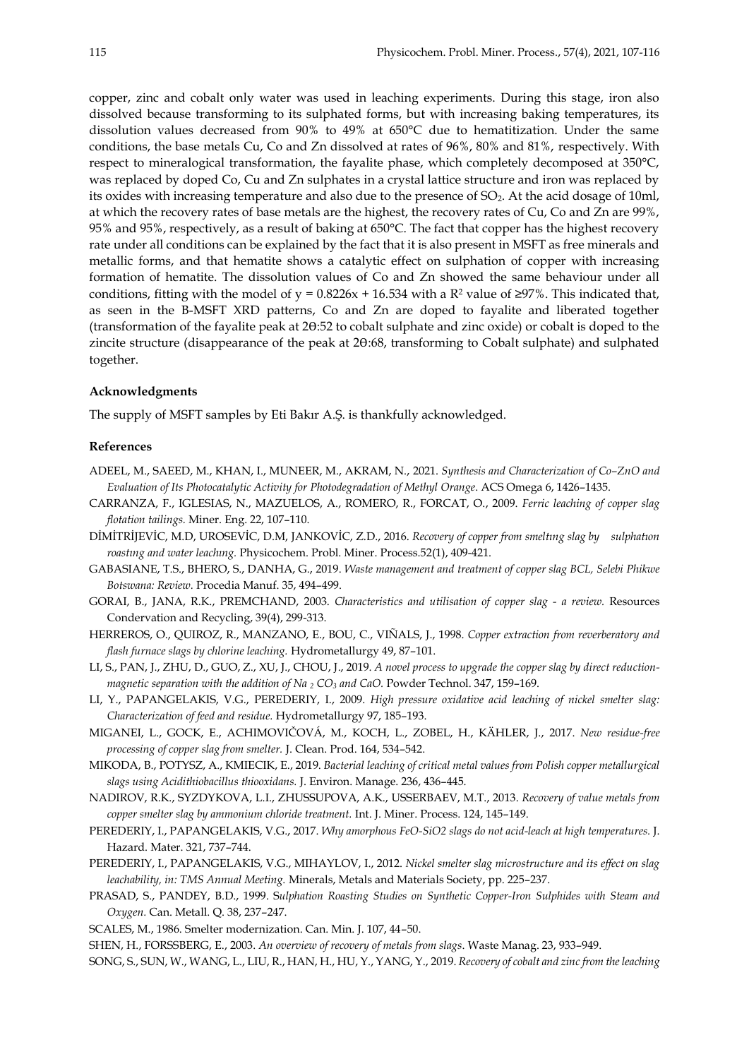copper, zinc and cobalt only water was used in leaching experiments. During this stage, iron also dissolved because transforming to its sulphated forms, but with increasing baking temperatures, its dissolution values decreased from 90% to 49% at 650°C due to hematitization. Under the same conditions, the base metals Cu, Co and Zn dissolved at rates of 96%, 80% and 81%, respectively. With respect to mineralogical transformation, the fayalite phase, which completely decomposed at 350°C, was replaced by doped Co, Cu and Zn sulphates in a crystal lattice structure and iron was replaced by its oxides with increasing temperature and also due to the presence of $SO_2$. At the acid dosage of 10ml, at which the recovery rates of base metals are the highest, the recovery rates of Cu, Co and Zn are 99%, 95% and 95%, respectively, as a result of baking at 650°C. The fact that copper has the highest recovery rate under all conditions can be explained by the fact that it is also present in MSFT as free minerals and metallic forms, and that hematite shows a catalytic effect on sulphation of copper with increasing formation of hematite. The dissolution values of Co and Zn showed the same behaviour under all conditions, fitting with the model of $y = 0.8226x + 16.534$ with a $R^2$ value of ≥97%. This indicated that, as seen in the B-MSFT XRD patterns, Co and Zn are doped to fayalite and liberated together (transformation of the fayalite peak at 2Θ:52 to cobalt sulphate and zinc oxide) or cobalt is doped to the zincite structure (disappearance of the peak at 2Θ:68, transforming to Cobalt sulphate) and sulphated together.

### Acknowledgments

The supply of MSFT samples by Eti Bakır A.Ş. is thankfully acknowledged.

### References

ADEEL, M., SAEED, M., KHAN, I., MUNEER, M., AKRAM, N., 2021. *Synthesis and Characterization of Co–ZnO and Evaluation of Its Photocatalytic Activity for Photodegradation of Methyl Orange*. ACS Omega 6, 1426–1435.

CARRANZA, F., IGLESIAS, N., MAZUELOS, A., ROMERO, R., FORCAT, O., 2009. *Ferric leaching of copper slag flotation tailings.* Miner. Eng. 22, 107–110.

DİMİTRİJEVİC, M.D, UROSEVİC, D.M, JANKOVİC, Z.D., 2016. *Recovery of copper from smeltıng slag by sulphatıon roastıng and water leachıng.* Physicochem. Probl. Miner. Process.52(1), 409-421.

GABASIANE, T.S., BHERO, S., DANHA, G., 2019. *Waste management and treatment of copper slag BCL, Selebi Phikwe Botswana: Review.* Procedia Manuf. 35, 494–499.

GORAI, B., JANA, R.K., PREMCHAND, 2003. *Characteristics and utilisation of copper slag - a review.* Resources Condervation and Recycling, 39(4), 299-313.

HERREROS, O., QUIROZ, R., MANZANO, E., BOU, C., VIÑALS, J., 1998. *Copper extraction from reverberatory and flash furnace slags by chlorine leaching.* Hydrometallurgy 49, 87–101.

LI, S., PAN, J., ZHU, D., GUO, Z., XU, J., CHOU, J., 2019. *A novel process to upgrade the copper slag by direct reduction-magnetic separation with the addition of Na $_2$ CO$_3$ and CaO.* Powder Technol. 347, 159–169.

LI, Y., PAPANGELAKIS, V.G., PEREDERIY, I., 2009. *High pressure oxidative acid leaching of nickel smelter slag: Characterization of feed and residue.* Hydrometallurgy 97, 185–193.

MIGANEI, L., GOCK, E., ACHIMOVIČOVÁ, M., KOCH, L., ZOBEL, H., KÄHLER, J., 2017. *New residue-free processing of copper slag from smelter.* J. Clean. Prod. 164, 534–542.

MIKODA, B., POTYSZ, A., KMIECIK, E., 2019. *Bacterial leaching of critical metal values from Polish copper metallurgical slags using Acidithiobacillus thiooxidans.* J. Environ. Manage. 236, 436–445.

NADIROV, R.K., SYZDYKOVA, L.I., ZHUSSUPOVA, A.K., USSERBAEV, M.T., 2013. *Recovery of value metals from copper smelter slag by ammonium chloride treatment.* Int. J. Miner. Process. 124, 145–149.

PEREDERIY, I., PAPANGELAKIS, V.G., 2017. *Why amorphous FeO-SiO2 slags do not acid-leach at high temperatures.* J. Hazard. Mater. 321, 737–744.

PEREDERIY, I., PAPANGELAKIS, V.G., MIHAYLOV, I., 2012. *Nickel smelter slag microstructure and its effect on slag leachability, in: TMS Annual Meeting.* Minerals, Metals and Materials Society, pp. 225–237.

PRASAD, S., PANDEY, B.D., 1999. *Sulphation Roasting Studies on Synthetic Copper-Iron Sulphides with Steam and Oxygen.* Can. Metall. Q. 38, 237–247.

SCALES, M., 1986. Smelter modernization. Can. Min. J. 107, 44–50.

SHEN, H., FORSSBERG, E., 2003. *An overview of recovery of metals from slags.* Waste Manag. 23, 933–949.

SONG, S., SUN, W., WANG, L., LIU, R., HAN, H., HU, Y., YANG, Y., 2019. *Recovery of cobalt and zinc from the leaching*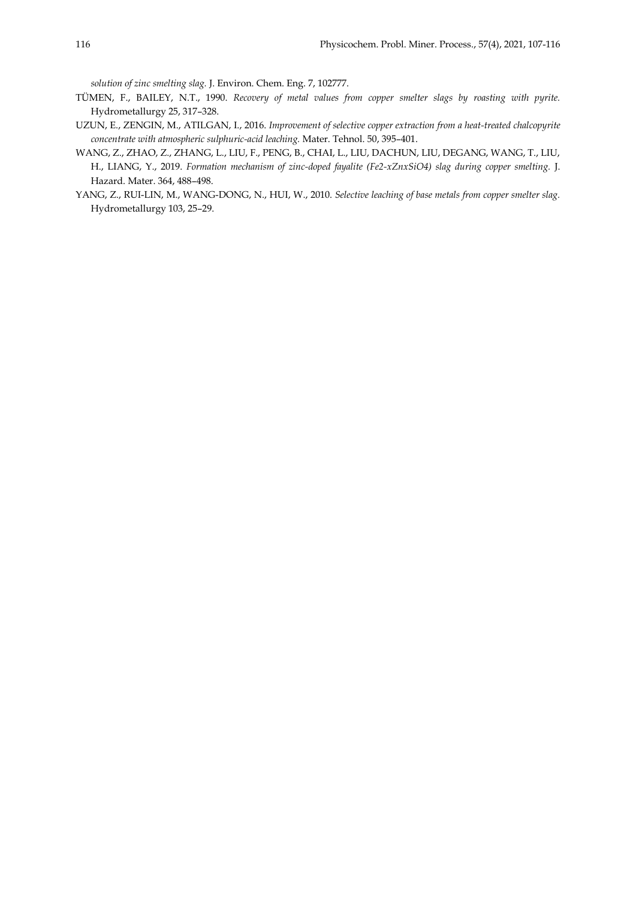*solution of zinc smelting slag.* J. Environ. Chem. Eng. 7, 102777.

TÜMEN, F., BAILEY, N.T., 1990. *Recovery of metal values from copper smelter slags by roasting with pyrite.* Hydrometallurgy 25, 317–328.

UZUN, E., ZENGIN, M., ATILGAN, I., 2016. *Improvement of selective copper extraction from a heat-treated chalcopyrite concentrate with atmospheric sulphuric-acid leaching.* Mater. Tehnol. 50, 395–401.

WANG, Z., ZHAO, Z., ZHANG, L., LIU, F., PENG, B., CHAI, L., LIU, DACHUN, LIU, DEGANG, WANG, T., LIU, H., LIANG, Y., 2019. *Formation mechanism of zinc-doped fayalite ($Fe_{2-x}Zn_xSiO_4$) slag during copper smelting.* J. Hazard. Mater. 364, 488–498.

YANG, Z., RUI-LIN, M., WANG-DONG, N., HUI, W., 2010. *Selective leaching of base metals from copper smelter slag.* Hydrometallurgy 103, 25–29.